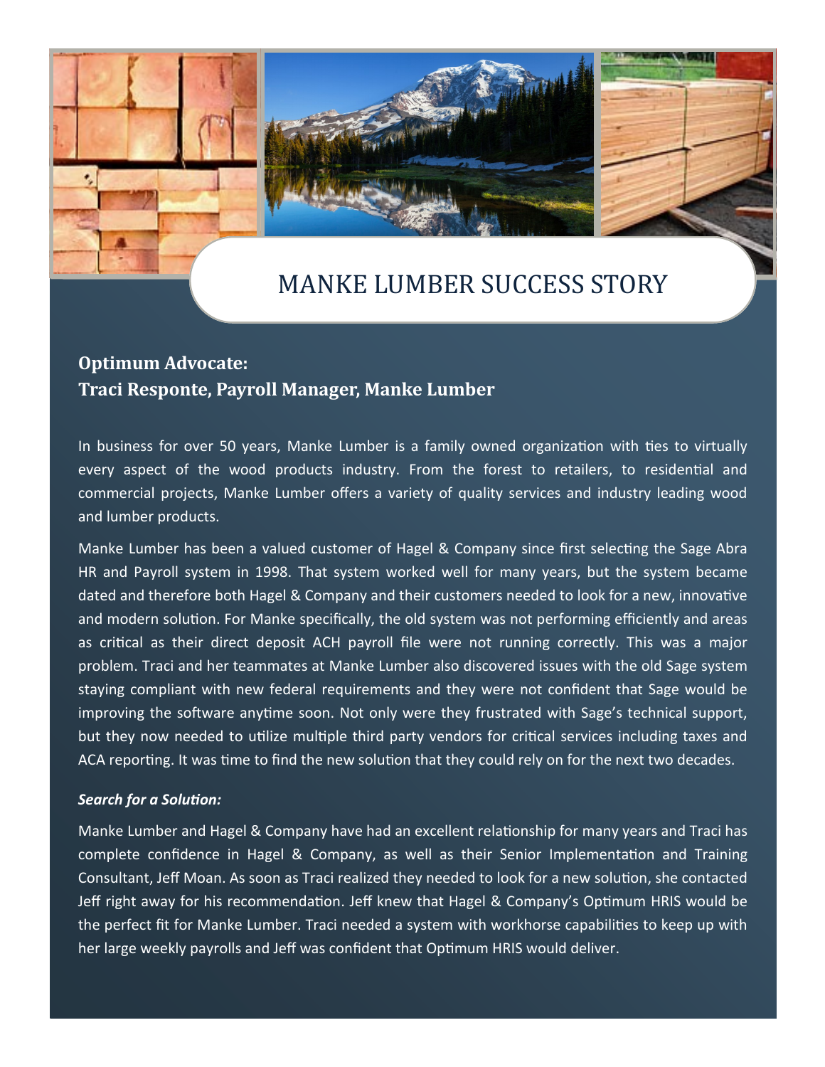# MANKE LUMBER SUCCESS STORY

**Optimum Advocate:**
**Traci Responte, Payroll Manager, Manke Lumber**

In business for over 50 years, Manke Lumber is a family owned organization with ties to virtually every aspect of the wood products industry. From the forest to retailers, to residential and commercial projects, Manke Lumber offers a variety of quality services and industry leading wood and lumber products.

Manke Lumber has been a valued customer of Hagel & Company since first selecting the Sage Abra HR and Payroll system in 1998. That system worked well for many years, but the system became dated and therefore both Hagel & Company and their customers needed to look for a new, innovative and modern solution. For Manke specifically, the old system was not performing efficiently and areas as critical as their direct deposit ACH payroll file were not running correctly. This was a major problem. Traci and her teammates at Manke Lumber also discovered issues with the old Sage system staying compliant with new federal requirements and they were not confident that Sage would be improving the software anytime soon. Not only were they frustrated with Sage's technical support, but they now needed to utilize multiple third party vendors for critical services including taxes and ACA reporting. It was time to find the new solution that they could rely on for the next two decades.

***Search for a Solution:***

Manke Lumber and Hagel & Company have had an excellent relationship for many years and Traci has complete confidence in Hagel & Company, as well as their Senior Implementation and Training Consultant, Jeff Moan. As soon as Traci realized they needed to look for a new solution, she contacted Jeff right away for his recommendation. Jeff knew that Hagel & Company's Optimum HRIS would be the perfect fit for Manke Lumber. Traci needed a system with workhorse capabilities to keep up with her large weekly payrolls and Jeff was confident that Optimum HRIS would deliver.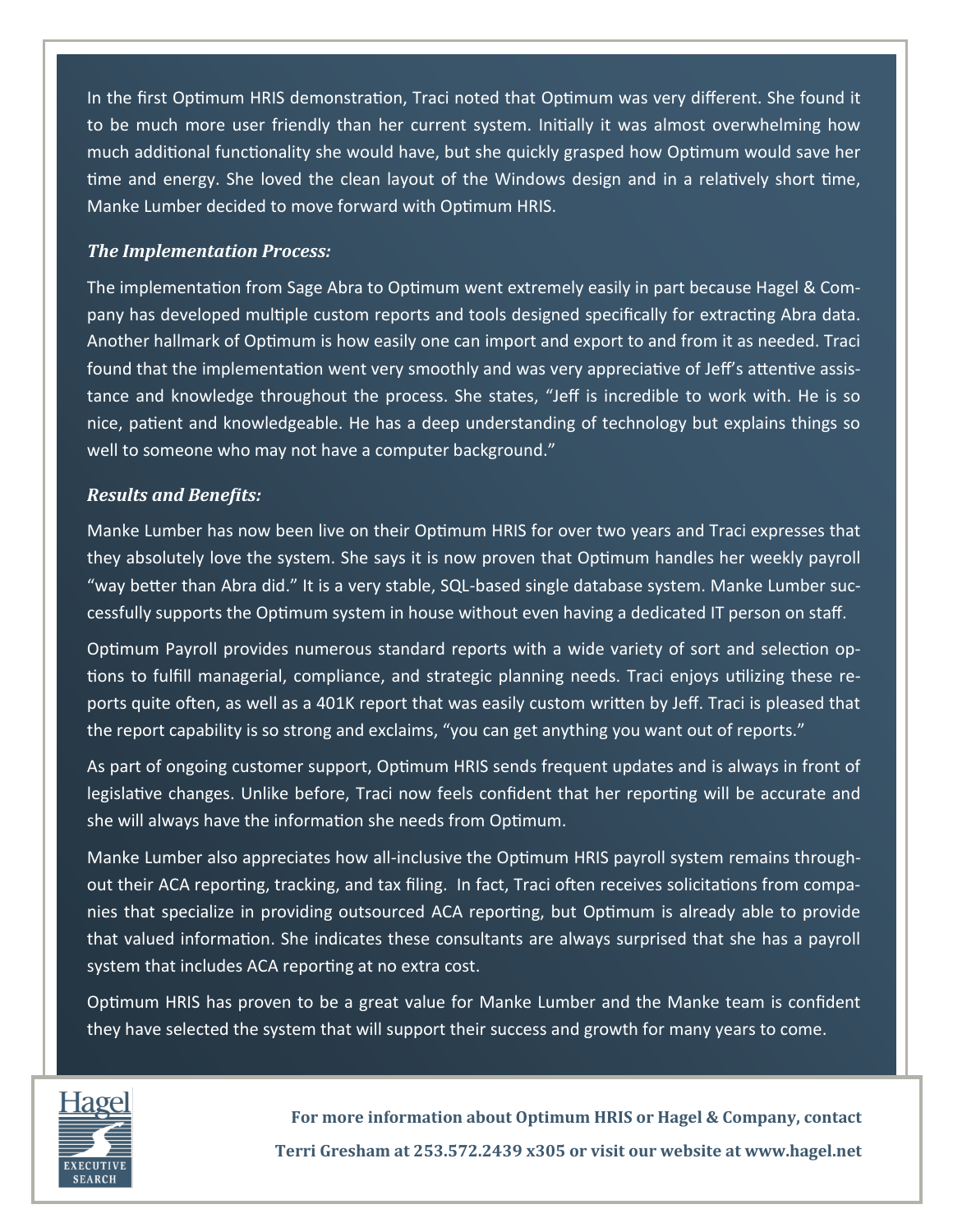In the first Optimum HRIS demonstration, Traci noted that Optimum was very different. She found it to be much more user friendly than her current system. Initially it was almost overwhelming how much additional functionality she would have, but she quickly grasped how Optimum would save her time and energy. She loved the clean layout of the Windows design and in a relatively short time, Manke Lumber decided to move forward with Optimum HRIS.

### *The Implementation Process:*

The implementation from Sage Abra to Optimum went extremely easily in part because Hagel & Company has developed multiple custom reports and tools designed specifically for extracting Abra data. Another hallmark of Optimum is how easily one can import and export to and from it as needed. Traci found that the implementation went very smoothly and was very appreciative of Jeff's attentive assistance and knowledge throughout the process. She states, "Jeff is incredible to work with. He is so nice, patient and knowledgeable. He has a deep understanding of technology but explains things so well to someone who may not have a computer background."

### *Results and Benefits:*

Manke Lumber has now been live on their Optimum HRIS for over two years and Traci expresses that they absolutely love the system. She says it is now proven that Optimum handles her weekly payroll "way better than Abra did." It is a very stable, SQL-based single database system. Manke Lumber successfully supports the Optimum system in house without even having a dedicated IT person on staff.

Optimum Payroll provides numerous standard reports with a wide variety of sort and selection options to fulfill managerial, compliance, and strategic planning needs. Traci enjoys utilizing these reports quite often, as well as a 401K report that was easily custom written by Jeff. Traci is pleased that the report capability is so strong and exclaims, "you can get anything you want out of reports."

As part of ongoing customer support, Optimum HRIS sends frequent updates and is always in front of legislative changes. Unlike before, Traci now feels confident that her reporting will be accurate and she will always have the information she needs from Optimum.

Manke Lumber also appreciates how all-inclusive the Optimum HRIS payroll system remains throughout their ACA reporting, tracking, and tax filing. In fact, Traci often receives solicitations from companies that specialize in providing outsourced ACA reporting, but Optimum is already able to provide that valued information. She indicates these consultants are always surprised that she has a payroll system that includes ACA reporting at no extra cost.

Optimum HRIS has proven to be a great value for Manke Lumber and the Manke team is confident they have selected the system that will support their success and growth for many years to come.

Hagel EXECUTIVE SEARCH

**For more information about Optimum HRIS or Hagel & Company, contact Terri Gresham at 253.572.2439 x305 or visit our website at www.hagel.net**